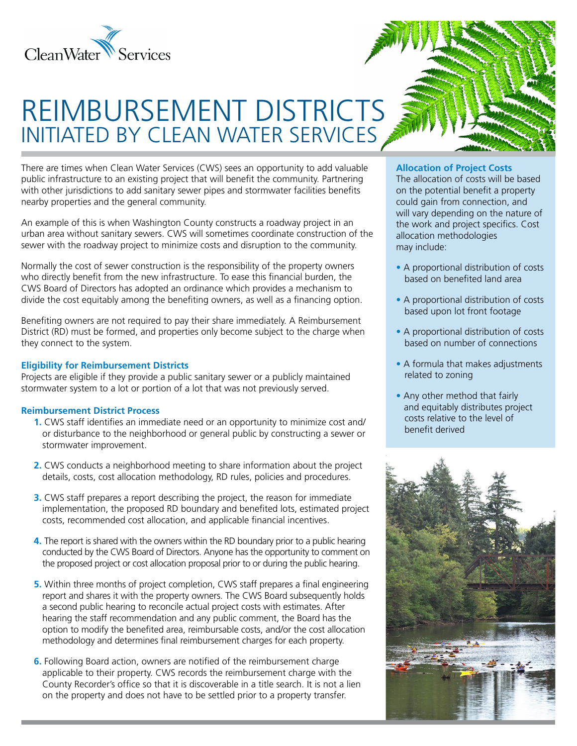# REIMBURSEMENT DISTRICTS
## INITIATED BY CLEAN WATER SERVICES

There are times when Clean Water Services (CWS) sees an opportunity to add valuable public infrastructure to an existing project that will benefit the community. Partnering with other jurisdictions to add sanitary sewer pipes and stormwater facilities benefits nearby properties and the general community.

An example of this is when Washington County constructs a roadway project in an urban area without sanitary sewers. CWS will sometimes coordinate construction of the sewer with the roadway project to minimize costs and disruption to the community.

Normally the cost of sewer construction is the responsibility of the property owners who directly benefit from the new infrastructure. To ease this financial burden, the CWS Board of Directors has adopted an ordinance which provides a mechanism to divide the cost equitably among the benefiting owners, as well as a financing option.

Benefiting owners are not required to pay their share immediately. A Reimbursement District (RD) must be formed, and properties only become subject to the charge when they connect to the system.

### Eligibility for Reimbursement Districts

Projects are eligible if they provide a public sanitary sewer or a publicly maintained stormwater system to a lot or portion of a lot that was not previously served.

### Reimbursement District Process

1. CWS staff identifies an immediate need or an opportunity to minimize cost and/or disturbance to the neighborhood or general public by constructing a sewer or stormwater improvement.
2. CWS conducts a neighborhood meeting to share information about the project details, costs, cost allocation methodology, RD rules, policies and procedures.
3. CWS staff prepares a report describing the project, the reason for immediate implementation, the proposed RD boundary and benefited lots, estimated project costs, recommended cost allocation, and applicable financial incentives.
4. The report is shared with the owners within the RD boundary prior to a public hearing conducted by the CWS Board of Directors. Anyone has the opportunity to comment on the proposed project or cost allocation proposal prior to or during the public hearing.
5. Within three months of project completion, CWS staff prepares a final engineering report and shares it with the property owners. The CWS Board subsequently holds a second public hearing to reconcile actual project costs with estimates. After hearing the staff recommendation and any public comment, the Board has the option to modify the benefited area, reimbursable costs, and/or the cost allocation methodology and determines final reimbursement charges for each property.
6. Following Board action, owners are notified of the reimbursement charge applicable to their property. CWS records the reimbursement charge with the County Recorder's office so that it is discoverable in a title search. It is not a lien on the property and does not have to be settled prior to a property transfer.

### Allocation of Project Costs

The allocation of costs will be based on the potential benefit a property could gain from connection, and will vary depending on the nature of the work and project specifics. Cost allocation methodologies may include:

- A proportional distribution of costs based on benefited land area
- A proportional distribution of costs based upon lot front footage
- A proportional distribution of costs based on number of connections
- A formula that makes adjustments related to zoning
- Any other method that fairly and equitably distributes project costs relative to the level of benefit derived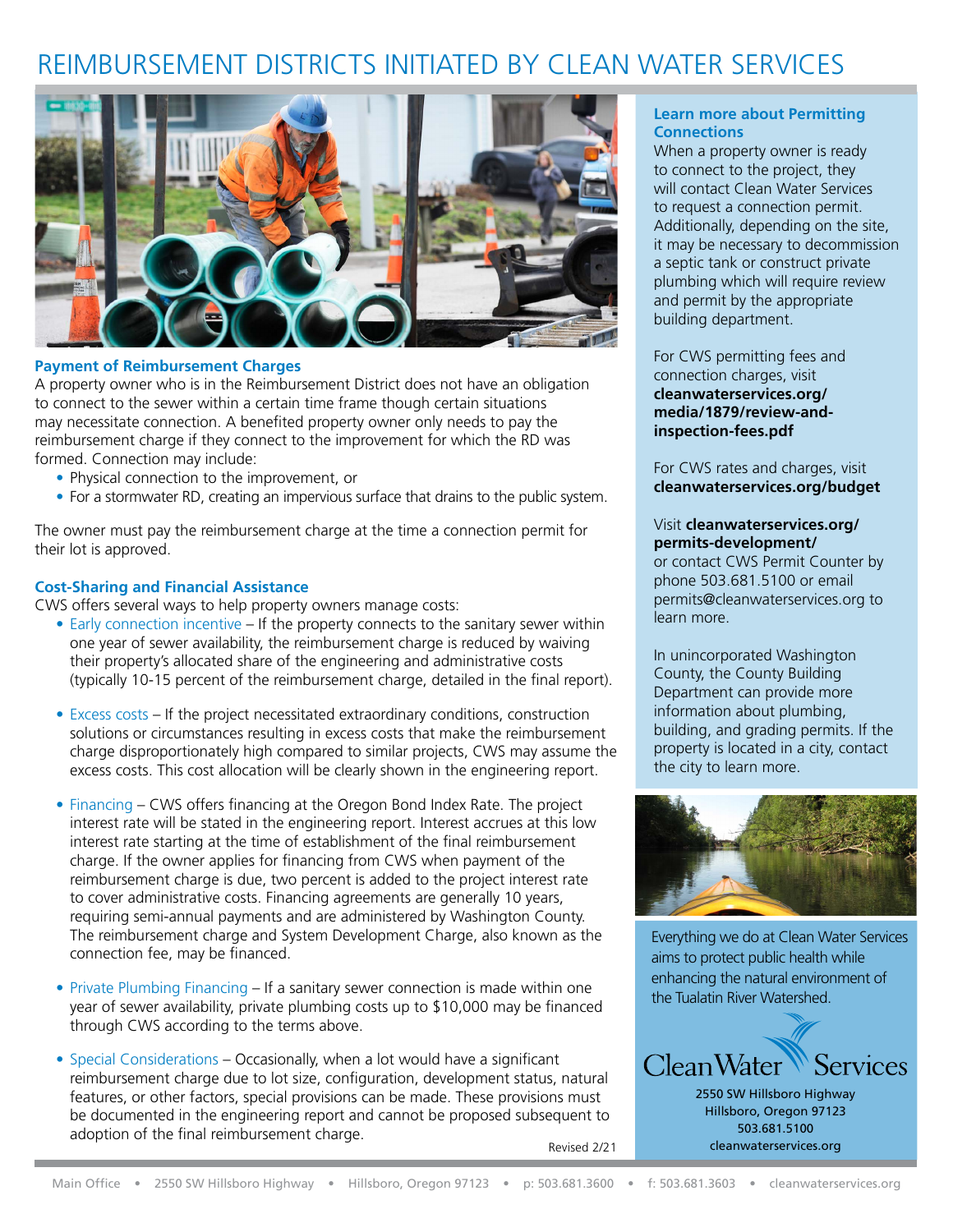# REIMBURSEMENT DISTRICTS INITIATED BY CLEAN WATER SERVICES

### Payment of Reimbursement Charges

A property owner who is in the Reimbursement District does not have an obligation to connect to the sewer within a certain time frame though certain situations may necessitate connection. A benefited property owner only needs to pay the reimbursement charge if they connect to the improvement for which the RD was formed. Connection may include:

- Physical connection to the improvement, or
- For a stormwater RD, creating an impervious surface that drains to the public system.

The owner must pay the reimbursement charge at the time a connection permit for their lot is approved.

### Cost-Sharing and Financial Assistance

CWS offers several ways to help property owners manage costs:

- Early connection incentive – If the property connects to the sanitary sewer within one year of sewer availability, the reimbursement charge is reduced by waiving their property's allocated share of the engineering and administrative costs (typically 10-15 percent of the reimbursement charge, detailed in the final report).
- Excess costs – If the project necessitated extraordinary conditions, construction solutions or circumstances resulting in excess costs that make the reimbursement charge disproportionately high compared to similar projects, CWS may assume the excess costs. This cost allocation will be clearly shown in the engineering report.
- Financing – CWS offers financing at the Oregon Bond Index Rate. The project interest rate will be stated in the engineering report. Interest accrues at this low interest rate starting at the time of establishment of the final reimbursement charge. If the owner applies for financing from CWS when payment of the reimbursement charge is due, two percent is added to the project interest rate to cover administrative costs. Financing agreements are generally 10 years, requiring semi-annual payments and are administered by Washington County. The reimbursement charge and System Development Charge, also known as the connection fee, may be financed.
- Private Plumbing Financing – If a sanitary sewer connection is made within one year of sewer availability, private plumbing costs up to $10,000 may be financed through CWS according to the terms above.
- Special Considerations – Occasionally, when a lot would have a significant reimbursement charge due to lot size, configuration, development status, natural features, or other factors, special provisions can be made. These provisions must be documented in the engineering report and cannot be proposed subsequent to adoption of the final reimbursement charge.

Revised 2/21

### Learn more about Permitting Connections

When a property owner is ready to connect to the project, they will contact Clean Water Services to request a connection permit. Additionally, depending on the site, it may be necessary to decommission a septic tank or construct private plumbing which will require review and permit by the appropriate building department.

For CWS permitting fees and connection charges, visit **cleanwaterservices.org/media/1879/review-and-inspection-fees.pdf**

For CWS rates and charges, visit **cleanwaterservices.org/budget**

Visit **cleanwaterservices.org/permits-development/** or contact CWS Permit Counter by phone 503.681.5100 or email permits@cleanwaterservices.org to learn more.

In unincorporated Washington County, the County Building Department can provide more information about plumbing, building, and grading permits. If the property is located in a city, contact the city to learn more.

Everything we do at Clean Water Services aims to protect public health while enhancing the natural environment of the Tualatin River Watershed.

Clean Water Services
2550 SW Hillsboro Highway
Hillsboro, Oregon 97123
503.681.5100
cleanwaterservices.org

Main Office • 2550 SW Hillsboro Highway • Hillsboro, Oregon 97123 • p: 503.681.3600 • f: 503.681.3603 • cleanwaterservices.org